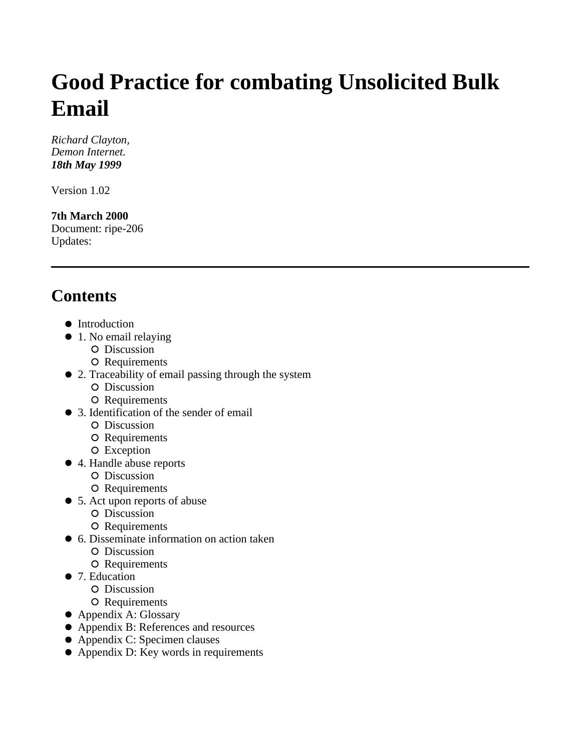# Good Practice for combating Unsolicited Bulk Email

*Richard Clayton,*
*Demon Internet.*
***18th May 1999***

Version 1.02

**7th March 2000**
Document: ripe-206
Updates:

---

## Contents

- Introduction
- 1. No email relaying
  - Discussion
  - Requirements
- 2. Traceability of email passing through the system
  - Discussion
  - Requirements
- 3. Identification of the sender of email
  - Discussion
  - Requirements
  - Exception
- 4. Handle abuse reports
  - Discussion
  - Requirements
- 5. Act upon reports of abuse
  - Discussion
  - Requirements
- 6. Disseminate information on action taken
  - Discussion
  - Requirements
- 7. Education
  - Discussion
  - Requirements
- Appendix A: Glossary
- Appendix B: References and resources
- Appendix C: Specimen clauses
- Appendix D: Key words in requirements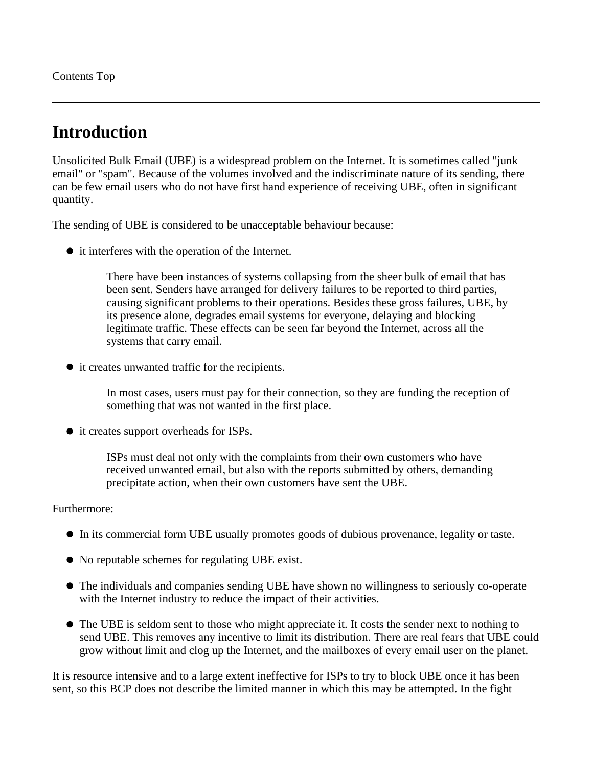Contents Top

---

# Introduction

Unsolicited Bulk Email (UBE) is a widespread problem on the Internet. It is sometimes called "junk email" or "spam". Because of the volumes involved and the indiscriminate nature of its sending, there can be few email users who do not have first hand experience of receiving UBE, often in significant quantity.

The sending of UBE is considered to be unacceptable behaviour because:

- it interferes with the operation of the Internet.

  There have been instances of systems collapsing from the sheer bulk of email that has been sent. Senders have arranged for delivery failures to be reported to third parties, causing significant problems to their operations. Besides these gross failures, UBE, by its presence alone, degrades email systems for everyone, delaying and blocking legitimate traffic. These effects can be seen far beyond the Internet, across all the systems that carry email.

- it creates unwanted traffic for the recipients.

  In most cases, users must pay for their connection, so they are funding the reception of something that was not wanted in the first place.

- it creates support overheads for ISPs.

  ISPs must deal not only with the complaints from their own customers who have received unwanted email, but also with the reports submitted by others, demanding precipitate action, when their own customers have sent the UBE.

Furthermore:

- In its commercial form UBE usually promotes goods of dubious provenance, legality or taste.
- No reputable schemes for regulating UBE exist.
- The individuals and companies sending UBE have shown no willingness to seriously co-operate with the Internet industry to reduce the impact of their activities.
- The UBE is seldom sent to those who might appreciate it. It costs the sender next to nothing to send UBE. This removes any incentive to limit its distribution. There are real fears that UBE could grow without limit and clog up the Internet, and the mailboxes of every email user on the planet.

It is resource intensive and to a large extent ineffective for ISPs to try to block UBE once it has been sent, so this BCP does not describe the limited manner in which this may be attempted. In the fight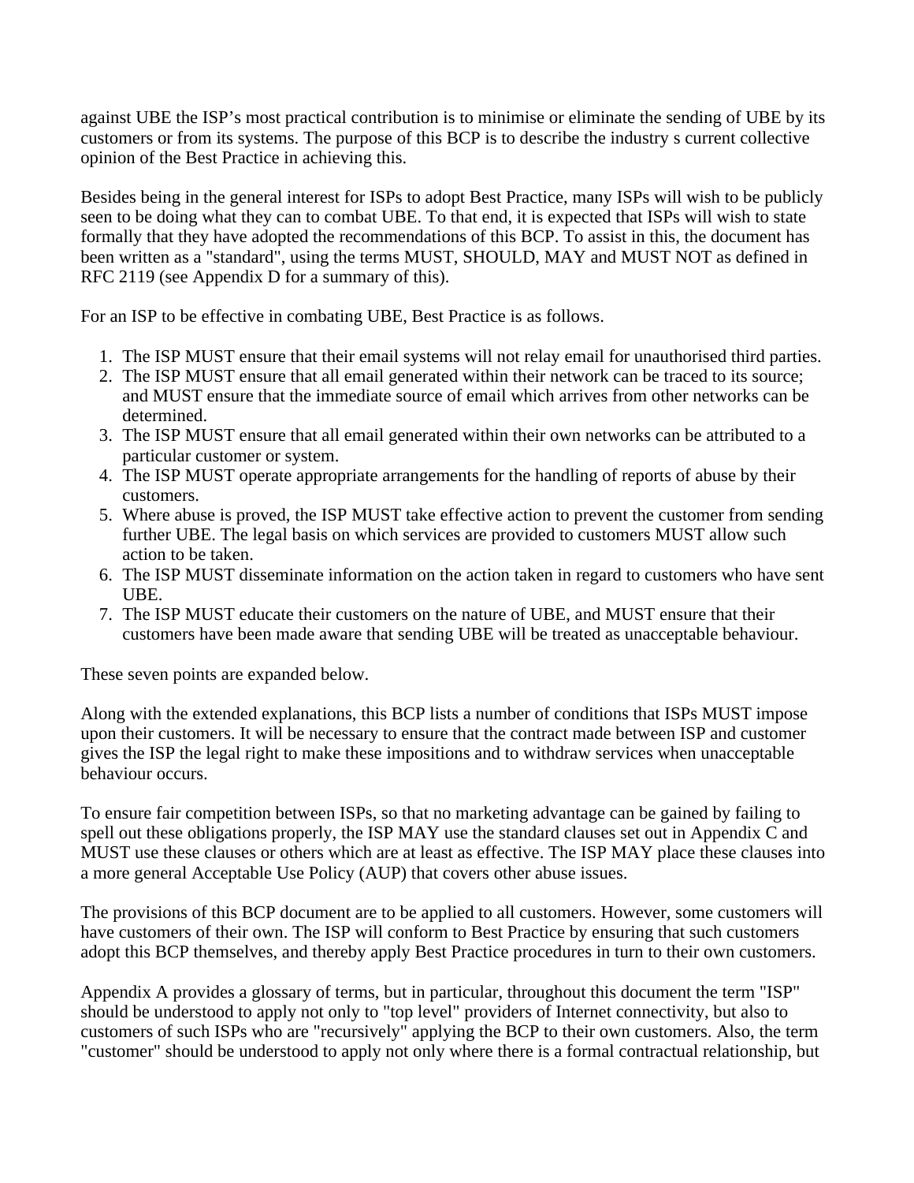against UBE the ISP’s most practical contribution is to minimise or eliminate the sending of UBE by its customers or from its systems. The purpose of this BCP is to describe the industry s current collective opinion of the Best Practice in achieving this.

Besides being in the general interest for ISPs to adopt Best Practice, many ISPs will wish to be publicly seen to be doing what they can to combat UBE. To that end, it is expected that ISPs will wish to state formally that they have adopted the recommendations of this BCP. To assist in this, the document has been written as a "standard", using the terms MUST, SHOULD, MAY and MUST NOT as defined in RFC 2119 (see Appendix D for a summary of this).

For an ISP to be effective in combating UBE, Best Practice is as follows.

1. The ISP MUST ensure that their email systems will not relay email for unauthorised third parties.
2. The ISP MUST ensure that all email generated within their network can be traced to its source; and MUST ensure that the immediate source of email which arrives from other networks can be determined.
3. The ISP MUST ensure that all email generated within their own networks can be attributed to a particular customer or system.
4. The ISP MUST operate appropriate arrangements for the handling of reports of abuse by their customers.
5. Where abuse is proved, the ISP MUST take effective action to prevent the customer from sending further UBE. The legal basis on which services are provided to customers MUST allow such action to be taken.
6. The ISP MUST disseminate information on the action taken in regard to customers who have sent UBE.
7. The ISP MUST educate their customers on the nature of UBE, and MUST ensure that their customers have been made aware that sending UBE will be treated as unacceptable behaviour.

These seven points are expanded below.

Along with the extended explanations, this BCP lists a number of conditions that ISPs MUST impose upon their customers. It will be necessary to ensure that the contract made between ISP and customer gives the ISP the legal right to make these impositions and to withdraw services when unacceptable behaviour occurs.

To ensure fair competition between ISPs, so that no marketing advantage can be gained by failing to spell out these obligations properly, the ISP MAY use the standard clauses set out in Appendix C and MUST use these clauses or others which are at least as effective. The ISP MAY place these clauses into a more general Acceptable Use Policy (AUP) that covers other abuse issues.

The provisions of this BCP document are to be applied to all customers. However, some customers will have customers of their own. The ISP will conform to Best Practice by ensuring that such customers adopt this BCP themselves, and thereby apply Best Practice procedures in turn to their own customers.

Appendix A provides a glossary of terms, but in particular, throughout this document the term "ISP" should be understood to apply not only to "top level" providers of Internet connectivity, but also to customers of such ISPs who are "recursively" applying the BCP to their own customers. Also, the term "customer" should be understood to apply not only where there is a formal contractual relationship, but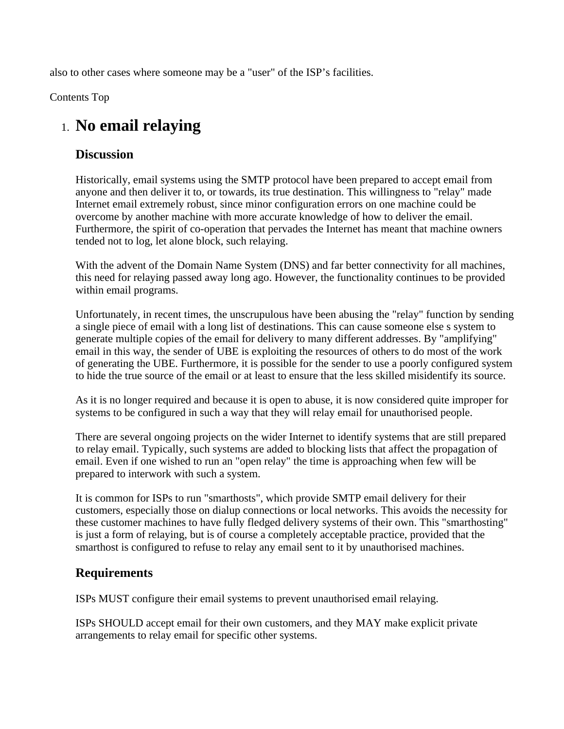also to other cases where someone may be a "user" of the ISP's facilities.

Contents Top

1. # No email relaying

## Discussion

Historically, email systems using the SMTP protocol have been prepared to accept email from anyone and then deliver it to, or towards, its true destination. This willingness to "relay" made Internet email extremely robust, since minor configuration errors on one machine could be overcome by another machine with more accurate knowledge of how to deliver the email. Furthermore, the spirit of co-operation that pervades the Internet has meant that machine owners tended not to log, let alone block, such relaying.

With the advent of the Domain Name System (DNS) and far better connectivity for all machines, this need for relaying passed away long ago. However, the functionality continues to be provided within email programs.

Unfortunately, in recent times, the unscrupulous have been abusing the "relay" function by sending a single piece of email with a long list of destinations. This can cause someone else s system to generate multiple copies of the email for delivery to many different addresses. By "amplifying" email in this way, the sender of UBE is exploiting the resources of others to do most of the work of generating the UBE. Furthermore, it is possible for the sender to use a poorly configured system to hide the true source of the email or at least to ensure that the less skilled misidentify its source.

As it is no longer required and because it is open to abuse, it is now considered quite improper for systems to be configured in such a way that they will relay email for unauthorised people.

There are several ongoing projects on the wider Internet to identify systems that are still prepared to relay email. Typically, such systems are added to blocking lists that affect the propagation of email. Even if one wished to run an "open relay" the time is approaching when few will be prepared to interwork with such a system.

It is common for ISPs to run "smarthosts", which provide SMTP email delivery for their customers, especially those on dialup connections or local networks. This avoids the necessity for these customer machines to have fully fledged delivery systems of their own. This "smarthosting" is just a form of relaying, but is of course a completely acceptable practice, provided that the smarthost is configured to refuse to relay any email sent to it by unauthorised machines.

## Requirements

ISPs MUST configure their email systems to prevent unauthorised email relaying.

ISPs SHOULD accept email for their own customers, and they MAY make explicit private arrangements to relay email for specific other systems.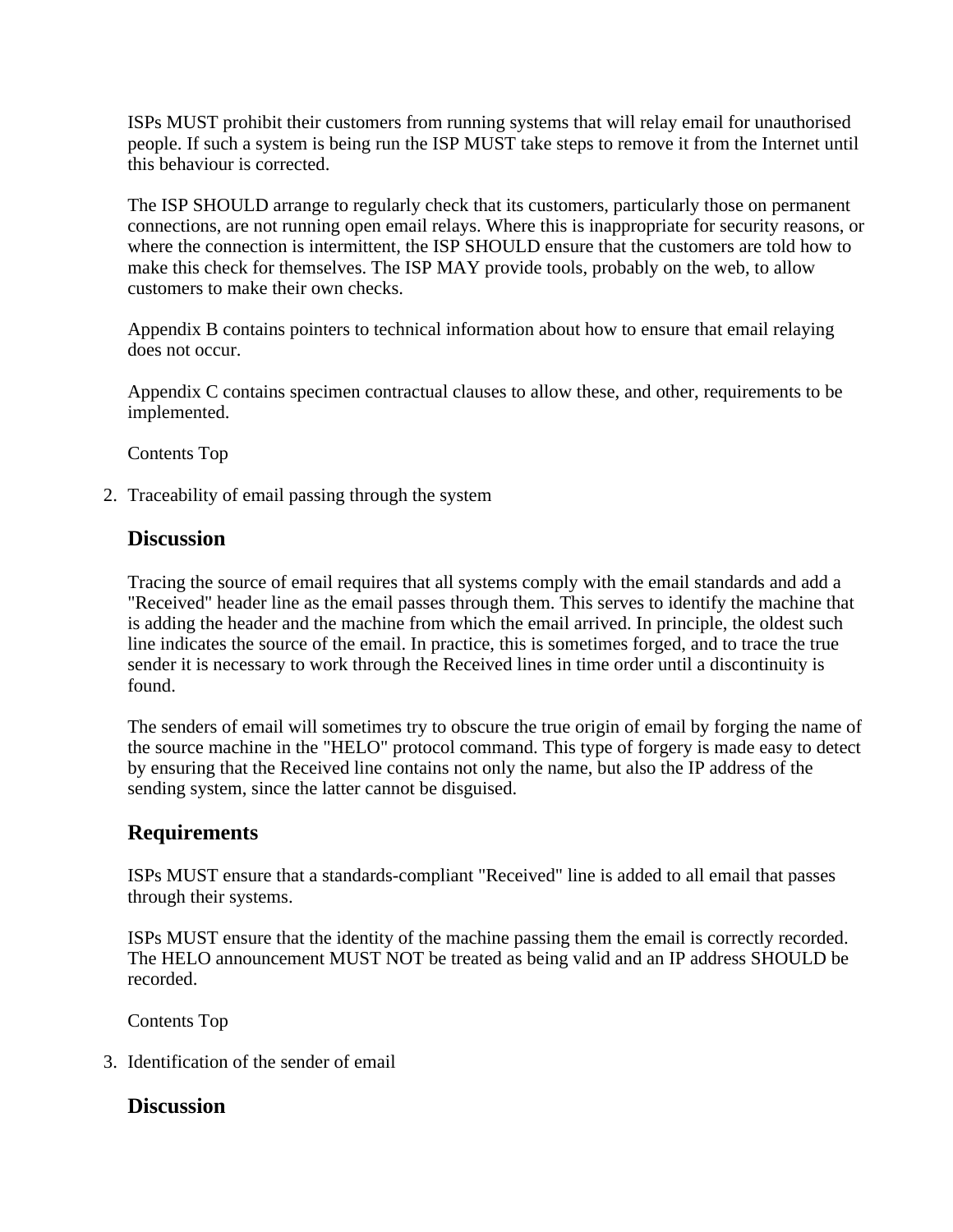ISPs MUST prohibit their customers from running systems that will relay email for unauthorised people. If such a system is being run the ISP MUST take steps to remove it from the Internet until this behaviour is corrected.

The ISP SHOULD arrange to regularly check that its customers, particularly those on permanent connections, are not running open email relays. Where this is inappropriate for security reasons, or where the connection is intermittent, the ISP SHOULD ensure that the customers are told how to make this check for themselves. The ISP MAY provide tools, probably on the web, to allow customers to make their own checks.

Appendix B contains pointers to technical information about how to ensure that email relaying does not occur.

Appendix C contains specimen contractual clauses to allow these, and other, requirements to be implemented.

Contents Top

2. Traceability of email passing through the system

## Discussion

Tracing the source of email requires that all systems comply with the email standards and add a "Received" header line as the email passes through them. This serves to identify the machine that is adding the header and the machine from which the email arrived. In principle, the oldest such line indicates the source of the email. In practice, this is sometimes forged, and to trace the true sender it is necessary to work through the Received lines in time order until a discontinuity is found.

The senders of email will sometimes try to obscure the true origin of email by forging the name of the source machine in the "HELO" protocol command. This type of forgery is made easy to detect by ensuring that the Received line contains not only the name, but also the IP address of the sending system, since the latter cannot be disguised.

## Requirements

ISPs MUST ensure that a standards-compliant "Received" line is added to all email that passes through their systems.

ISPs MUST ensure that the identity of the machine passing them the email is correctly recorded. The HELO announcement MUST NOT be treated as being valid and an IP address SHOULD be recorded.

Contents Top

3. Identification of the sender of email

## Discussion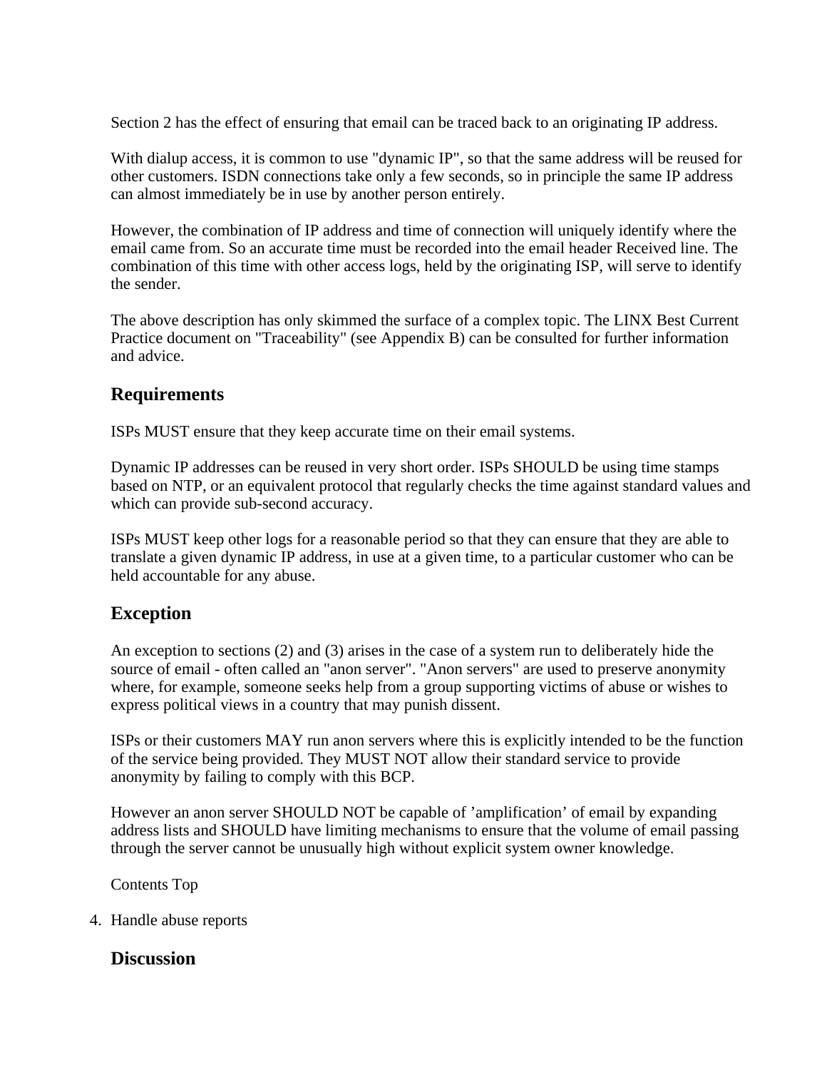Section 2 has the effect of ensuring that email can be traced back to an originating IP address.

With dialup access, it is common to use "dynamic IP", so that the same address will be reused for other customers. ISDN connections take only a few seconds, so in principle the same IP address can almost immediately be in use by another person entirely.

However, the combination of IP address and time of connection will uniquely identify where the email came from. So an accurate time must be recorded into the email header Received line. The combination of this time with other access logs, held by the originating ISP, will serve to identify the sender.

The above description has only skimmed the surface of a complex topic. The LINX Best Current Practice document on "Traceability" (see Appendix B) can be consulted for further information and advice.

## Requirements

ISPs MUST ensure that they keep accurate time on their email systems.

Dynamic IP addresses can be reused in very short order. ISPs SHOULD be using time stamps based on NTP, or an equivalent protocol that regularly checks the time against standard values and which can provide sub-second accuracy.

ISPs MUST keep other logs for a reasonable period so that they can ensure that they are able to translate a given dynamic IP address, in use at a given time, to a particular customer who can be held accountable for any abuse.

## Exception

An exception to sections (2) and (3) arises in the case of a system run to deliberately hide the source of email - often called an "anon server". "Anon servers" are used to preserve anonymity where, for example, someone seeks help from a group supporting victims of abuse or wishes to express political views in a country that may punish dissent.

ISPs or their customers MAY run anon servers where this is explicitly intended to be the function of the service being provided. They MUST NOT allow their standard service to provide anonymity by failing to comply with this BCP.

However an anon server SHOULD NOT be capable of 'amplification' of email by expanding address lists and SHOULD have limiting mechanisms to ensure that the volume of email passing through the server cannot be unusually high without explicit system owner knowledge.

Contents Top

4. Handle abuse reports

## Discussion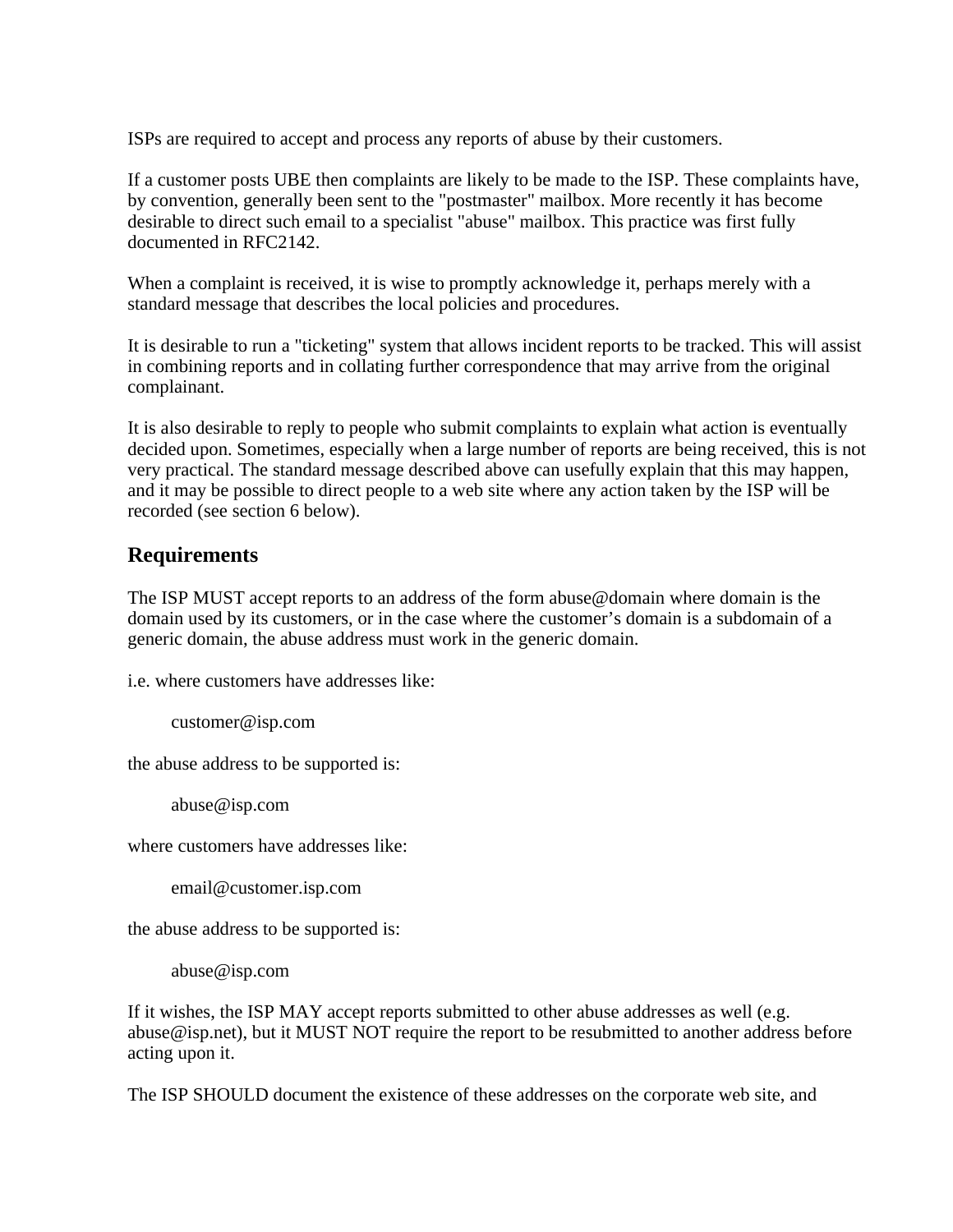ISPs are required to accept and process any reports of abuse by their customers.

If a customer posts UBE then complaints are likely to be made to the ISP. These complaints have, by convention, generally been sent to the "postmaster" mailbox. More recently it has become desirable to direct such email to a specialist "abuse" mailbox. This practice was first fully documented in RFC2142.

When a complaint is received, it is wise to promptly acknowledge it, perhaps merely with a standard message that describes the local policies and procedures.

It is desirable to run a "ticketing" system that allows incident reports to be tracked. This will assist in combining reports and in collating further correspondence that may arrive from the original complainant.

It is also desirable to reply to people who submit complaints to explain what action is eventually decided upon. Sometimes, especially when a large number of reports are being received, this is not very practical. The standard message described above can usefully explain that this may happen, and it may be possible to direct people to a web site where any action taken by the ISP will be recorded (see section 6 below).

## Requirements

The ISP MUST accept reports to an address of the form abuse@domain where domain is the domain used by its customers, or in the case where the customer's domain is a subdomain of a generic domain, the abuse address must work in the generic domain.

i.e. where customers have addresses like:

    customer@isp.com

the abuse address to be supported is:

    abuse@isp.com

where customers have addresses like:

    email@customer.isp.com

the abuse address to be supported is:

    abuse@isp.com

If it wishes, the ISP MAY accept reports submitted to other abuse addresses as well (e.g. abuse@isp.net), but it MUST NOT require the report to be resubmitted to another address before acting upon it.

The ISP SHOULD document the existence of these addresses on the corporate web site, and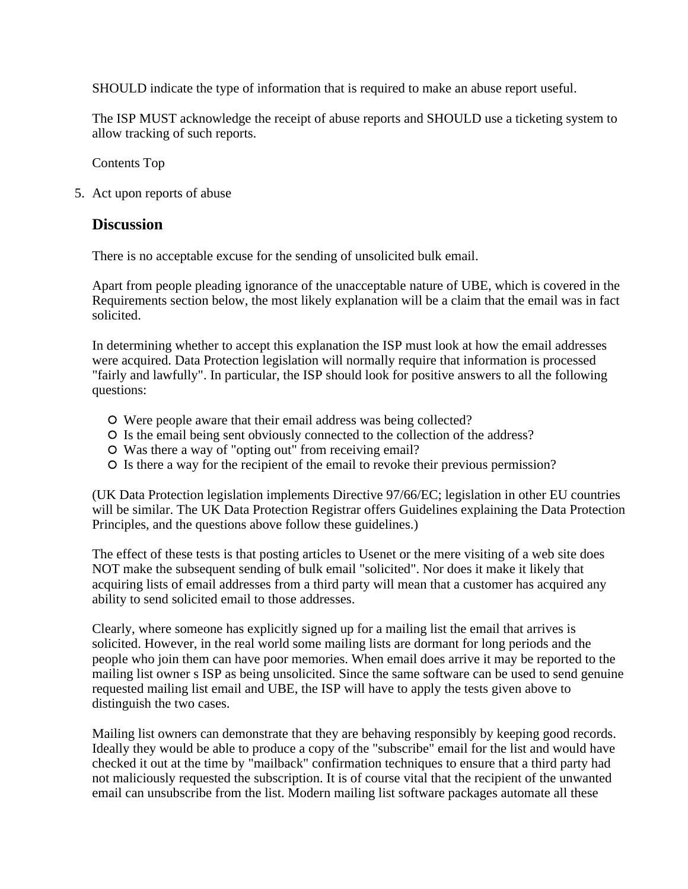SHOULD indicate the type of information that is required to make an abuse report useful.

The ISP MUST acknowledge the receipt of abuse reports and SHOULD use a ticketing system to allow tracking of such reports.

Contents Top

5. Act upon reports of abuse

## Discussion

There is no acceptable excuse for the sending of unsolicited bulk email.

Apart from people pleading ignorance of the unacceptable nature of UBE, which is covered in the Requirements section below, the most likely explanation will be a claim that the email was in fact solicited.

In determining whether to accept this explanation the ISP must look at how the email addresses were acquired. Data Protection legislation will normally require that information is processed "fairly and lawfully". In particular, the ISP should look for positive answers to all the following questions:

- Were people aware that their email address was being collected?
- Is the email being sent obviously connected to the collection of the address?
- Was there a way of "opting out" from receiving email?
- Is there a way for the recipient of the email to revoke their previous permission?

(UK Data Protection legislation implements Directive 97/66/EC; legislation in other EU countries will be similar. The UK Data Protection Registrar offers Guidelines explaining the Data Protection Principles, and the questions above follow these guidelines.)

The effect of these tests is that posting articles to Usenet or the mere visiting of a web site does NOT make the subsequent sending of bulk email "solicited". Nor does it make it likely that acquiring lists of email addresses from a third party will mean that a customer has acquired any ability to send solicited email to those addresses.

Clearly, where someone has explicitly signed up for a mailing list the email that arrives is solicited. However, in the real world some mailing lists are dormant for long periods and the people who join them can have poor memories. When email does arrive it may be reported to the mailing list owner s ISP as being unsolicited. Since the same software can be used to send genuine requested mailing list email and UBE, the ISP will have to apply the tests given above to distinguish the two cases.

Mailing list owners can demonstrate that they are behaving responsibly by keeping good records. Ideally they would be able to produce a copy of the "subscribe" email for the list and would have checked it out at the time by "mailback" confirmation techniques to ensure that a third party had not maliciously requested the subscription. It is of course vital that the recipient of the unwanted email can unsubscribe from the list. Modern mailing list software packages automate all these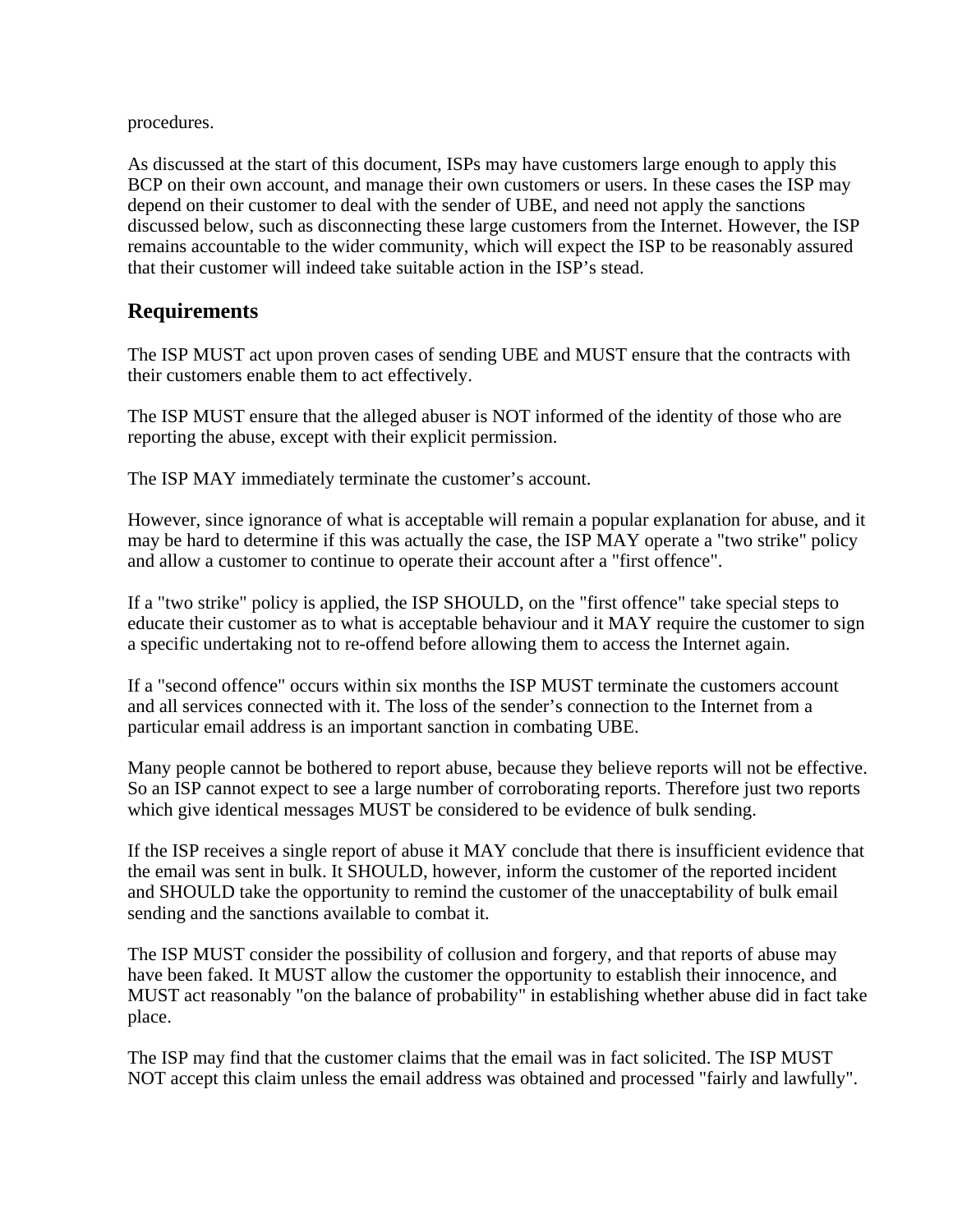procedures.

As discussed at the start of this document, ISPs may have customers large enough to apply this BCP on their own account, and manage their own customers or users. In these cases the ISP may depend on their customer to deal with the sender of UBE, and need not apply the sanctions discussed below, such as disconnecting these large customers from the Internet. However, the ISP remains accountable to the wider community, which will expect the ISP to be reasonably assured that their customer will indeed take suitable action in the ISP's stead.

## Requirements

The ISP MUST act upon proven cases of sending UBE and MUST ensure that the contracts with their customers enable them to act effectively.

The ISP MUST ensure that the alleged abuser is NOT informed of the identity of those who are reporting the abuse, except with their explicit permission.

The ISP MAY immediately terminate the customer's account.

However, since ignorance of what is acceptable will remain a popular explanation for abuse, and it may be hard to determine if this was actually the case, the ISP MAY operate a "two strike" policy and allow a customer to continue to operate their account after a "first offence".

If a "two strike" policy is applied, the ISP SHOULD, on the "first offence" take special steps to educate their customer as to what is acceptable behaviour and it MAY require the customer to sign a specific undertaking not to re-offend before allowing them to access the Internet again.

If a "second offence" occurs within six months the ISP MUST terminate the customers account and all services connected with it. The loss of the sender's connection to the Internet from a particular email address is an important sanction in combating UBE.

Many people cannot be bothered to report abuse, because they believe reports will not be effective. So an ISP cannot expect to see a large number of corroborating reports. Therefore just two reports which give identical messages MUST be considered to be evidence of bulk sending.

If the ISP receives a single report of abuse it MAY conclude that there is insufficient evidence that the email was sent in bulk. It SHOULD, however, inform the customer of the reported incident and SHOULD take the opportunity to remind the customer of the unacceptability of bulk email sending and the sanctions available to combat it.

The ISP MUST consider the possibility of collusion and forgery, and that reports of abuse may have been faked. It MUST allow the customer the opportunity to establish their innocence, and MUST act reasonably "on the balance of probability" in establishing whether abuse did in fact take place.

The ISP may find that the customer claims that the email was in fact solicited. The ISP MUST NOT accept this claim unless the email address was obtained and processed "fairly and lawfully".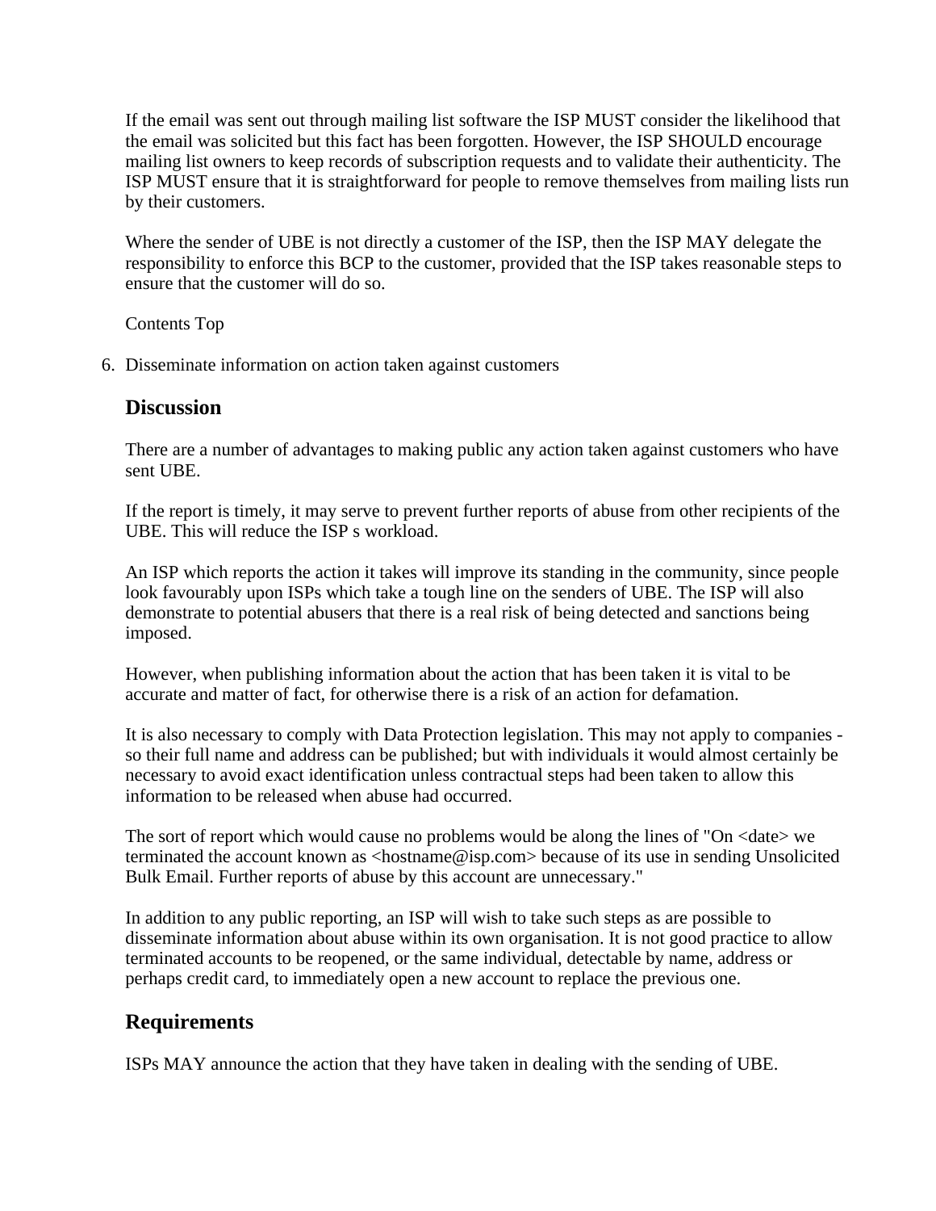If the email was sent out through mailing list software the ISP MUST consider the likelihood that the email was solicited but this fact has been forgotten. However, the ISP SHOULD encourage mailing list owners to keep records of subscription requests and to validate their authenticity. The ISP MUST ensure that it is straightforward for people to remove themselves from mailing lists run by their customers.

Where the sender of UBE is not directly a customer of the ISP, then the ISP MAY delegate the responsibility to enforce this BCP to the customer, provided that the ISP takes reasonable steps to ensure that the customer will do so.

Contents Top

6. Disseminate information on action taken against customers

## Discussion

There are a number of advantages to making public any action taken against customers who have sent UBE.

If the report is timely, it may serve to prevent further reports of abuse from other recipients of the UBE. This will reduce the ISP s workload.

An ISP which reports the action it takes will improve its standing in the community, since people look favourably upon ISPs which take a tough line on the senders of UBE. The ISP will also demonstrate to potential abusers that there is a real risk of being detected and sanctions being imposed.

However, when publishing information about the action that has been taken it is vital to be accurate and matter of fact, for otherwise there is a risk of an action for defamation.

It is also necessary to comply with Data Protection legislation. This may not apply to companies - so their full name and address can be published; but with individuals it would almost certainly be necessary to avoid exact identification unless contractual steps had been taken to allow this information to be released when abuse had occurred.

The sort of report which would cause no problems would be along the lines of "On <date> we terminated the account known as <hostname@isp.com> because of its use in sending Unsolicited Bulk Email. Further reports of abuse by this account are unnecessary."

In addition to any public reporting, an ISP will wish to take such steps as are possible to disseminate information about abuse within its own organisation. It is not good practice to allow terminated accounts to be reopened, or the same individual, detectable by name, address or perhaps credit card, to immediately open a new account to replace the previous one.

## Requirements

ISPs MAY announce the action that they have taken in dealing with the sending of UBE.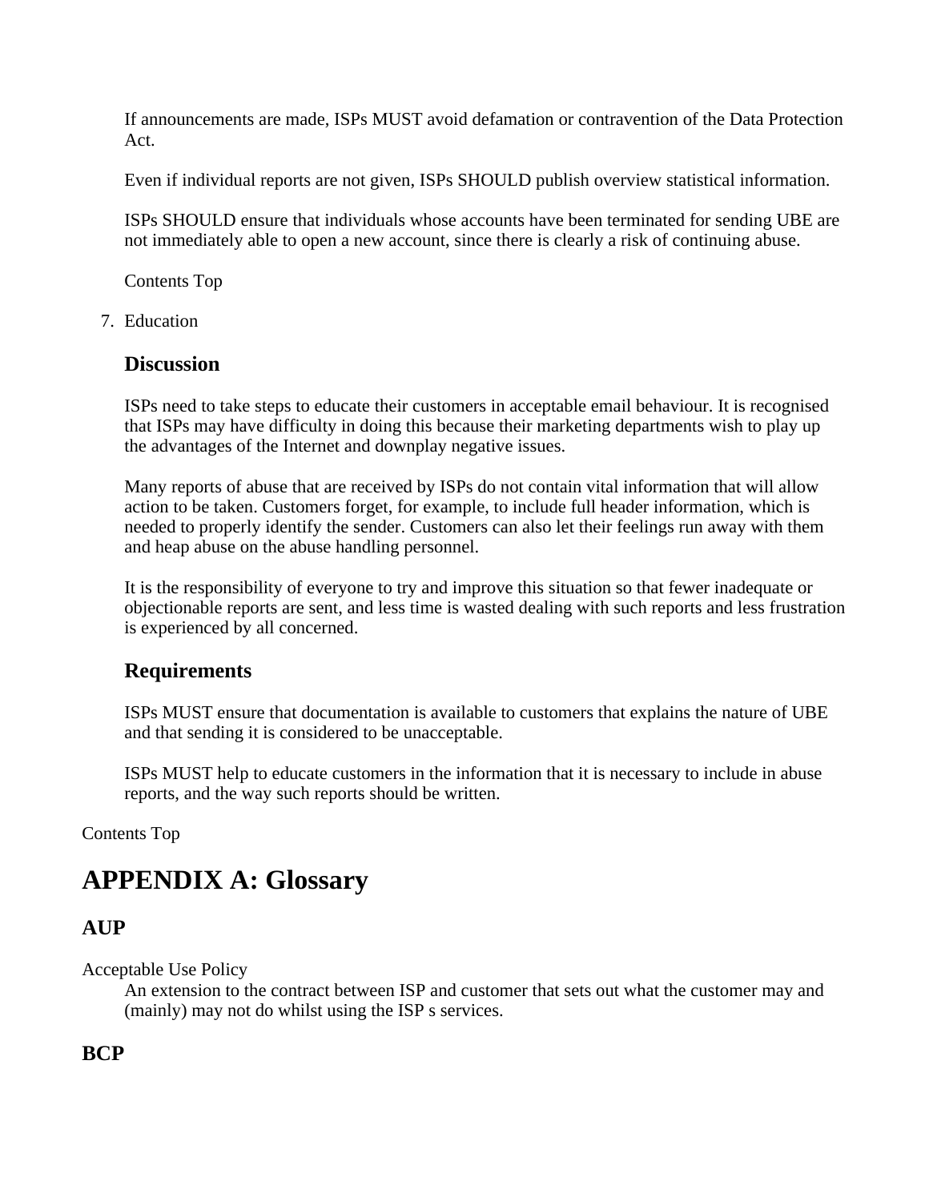If announcements are made, ISPs MUST avoid defamation or contravention of the Data Protection Act.

Even if individual reports are not given, ISPs SHOULD publish overview statistical information.

ISPs SHOULD ensure that individuals whose accounts have been terminated for sending UBE are not immediately able to open a new account, since there is clearly a risk of continuing abuse.

Contents Top

7. Education

### Discussion

ISPs need to take steps to educate their customers in acceptable email behaviour. It is recognised that ISPs may have difficulty in doing this because their marketing departments wish to play up the advantages of the Internet and downplay negative issues.

Many reports of abuse that are received by ISPs do not contain vital information that will allow action to be taken. Customers forget, for example, to include full header information, which is needed to properly identify the sender. Customers can also let their feelings run away with them and heap abuse on the abuse handling personnel.

It is the responsibility of everyone to try and improve this situation so that fewer inadequate or objectionable reports are sent, and less time is wasted dealing with such reports and less frustration is experienced by all concerned.

### Requirements

ISPs MUST ensure that documentation is available to customers that explains the nature of UBE and that sending it is considered to be unacceptable.

ISPs MUST help to educate customers in the information that it is necessary to include in abuse reports, and the way such reports should be written.

Contents Top

# APPENDIX A: Glossary

## AUP

Acceptable Use Policy
: An extension to the contract between ISP and customer that sets out what the customer may and (mainly) may not do whilst using the ISP s services.

## BCP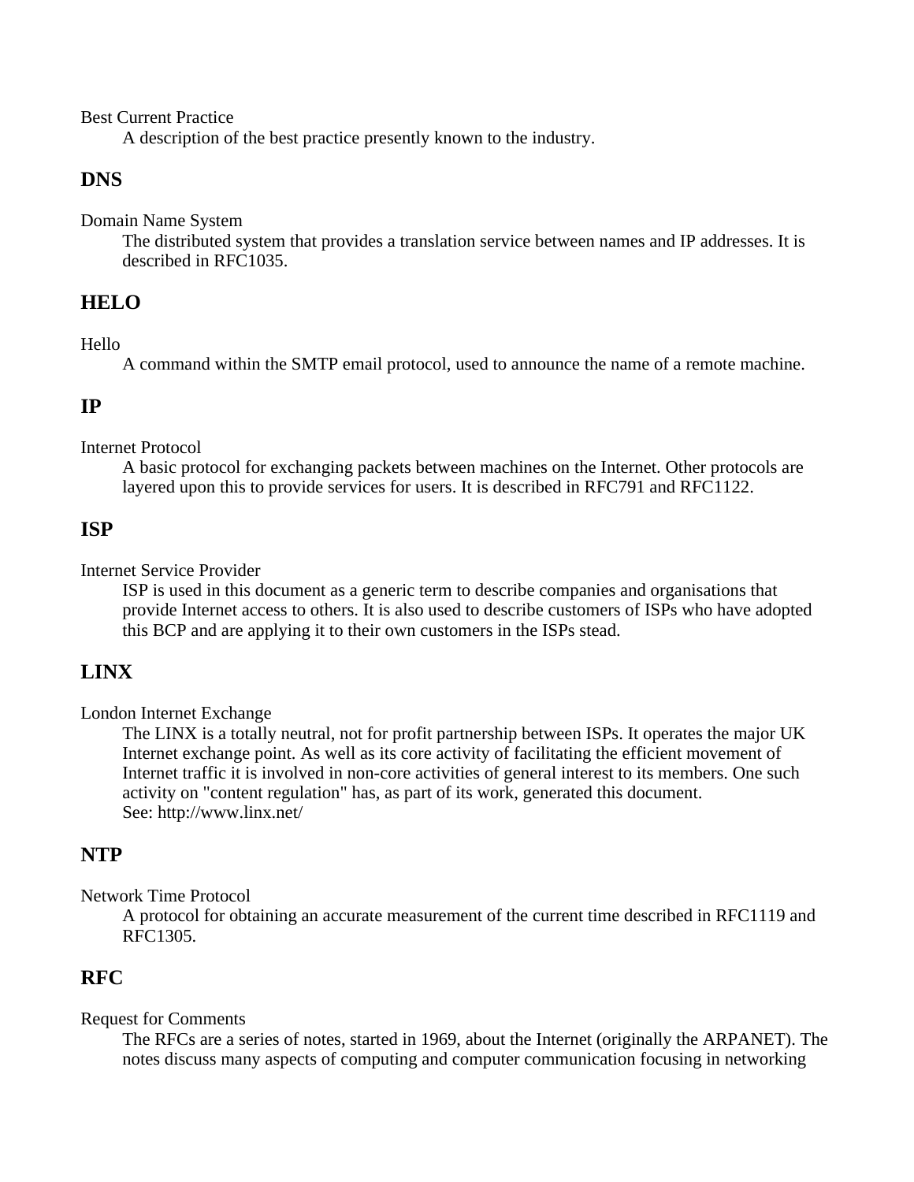Best Current Practice
: A description of the best practice presently known to the industry.

## DNS

Domain Name System
: The distributed system that provides a translation service between names and IP addresses. It is described in RFC1035.

## HELO

Hello
: A command within the SMTP email protocol, used to announce the name of a remote machine.

## IP

Internet Protocol
: A basic protocol for exchanging packets between machines on the Internet. Other protocols are layered upon this to provide services for users. It is described in RFC791 and RFC1122.

## ISP

Internet Service Provider
: ISP is used in this document as a generic term to describe companies and organisations that provide Internet access to others. It is also used to describe customers of ISPs who have adopted this BCP and are applying it to their own customers in the ISPs stead.

## LINX

London Internet Exchange
: The LINX is a totally neutral, not for profit partnership between ISPs. It operates the major UK Internet exchange point. As well as its core activity of facilitating the efficient movement of Internet traffic it is involved in non-core activities of general interest to its members. One such activity on "content regulation" has, as part of its work, generated this document.
See: http://www.linx.net/

## NTP

Network Time Protocol
: A protocol for obtaining an accurate measurement of the current time described in RFC1119 and RFC1305.

## RFC

Request for Comments
: The RFCs are a series of notes, started in 1969, about the Internet (originally the ARPANET). The notes discuss many aspects of computing and computer communication focusing in networking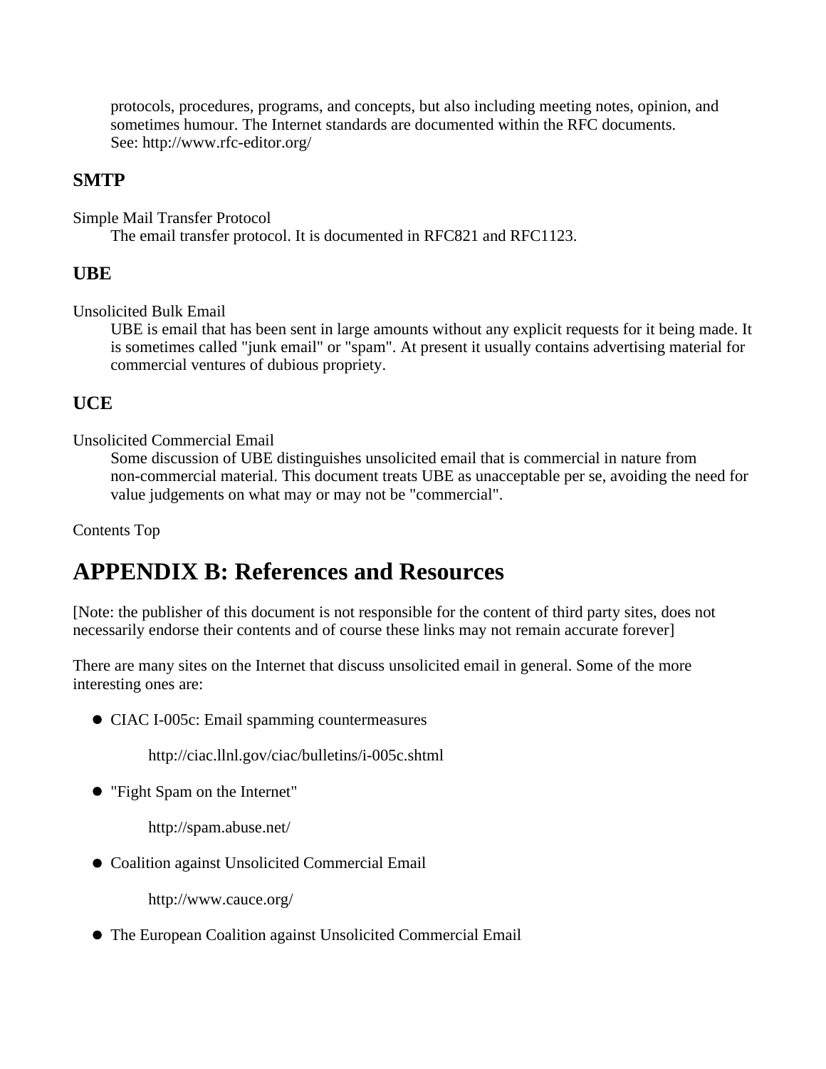protocols, procedures, programs, and concepts, but also including meeting notes, opinion, and sometimes humour. The Internet standards are documented within the RFC documents.
See: http://www.rfc-editor.org/

### SMTP

Simple Mail Transfer Protocol
: The email transfer protocol. It is documented in RFC821 and RFC1123.

### UBE

Unsolicited Bulk Email
: UBE is email that has been sent in large amounts without any explicit requests for it being made. It is sometimes called "junk email" or "spam". At present it usually contains advertising material for commercial ventures of dubious propriety.

### UCE

Unsolicited Commercial Email
: Some discussion of UBE distinguishes unsolicited email that is commercial in nature from non-commercial material. This document treats UBE as unacceptable per se, avoiding the need for value judgements on what may or may not be "commercial".

Contents Top

## APPENDIX B: References and Resources

[Note: the publisher of this document is not responsible for the content of third party sites, does not necessarily endorse their contents and of course these links may not remain accurate forever]

There are many sites on the Internet that discuss unsolicited email in general. Some of the more interesting ones are:

- CIAC I-005c: Email spamming countermeasures

  http://ciac.llnl.gov/ciac/bulletins/i-005c.shtml

- "Fight Spam on the Internet"

  http://spam.abuse.net/

- Coalition against Unsolicited Commercial Email

  http://www.cauce.org/

- The European Coalition against Unsolicited Commercial Email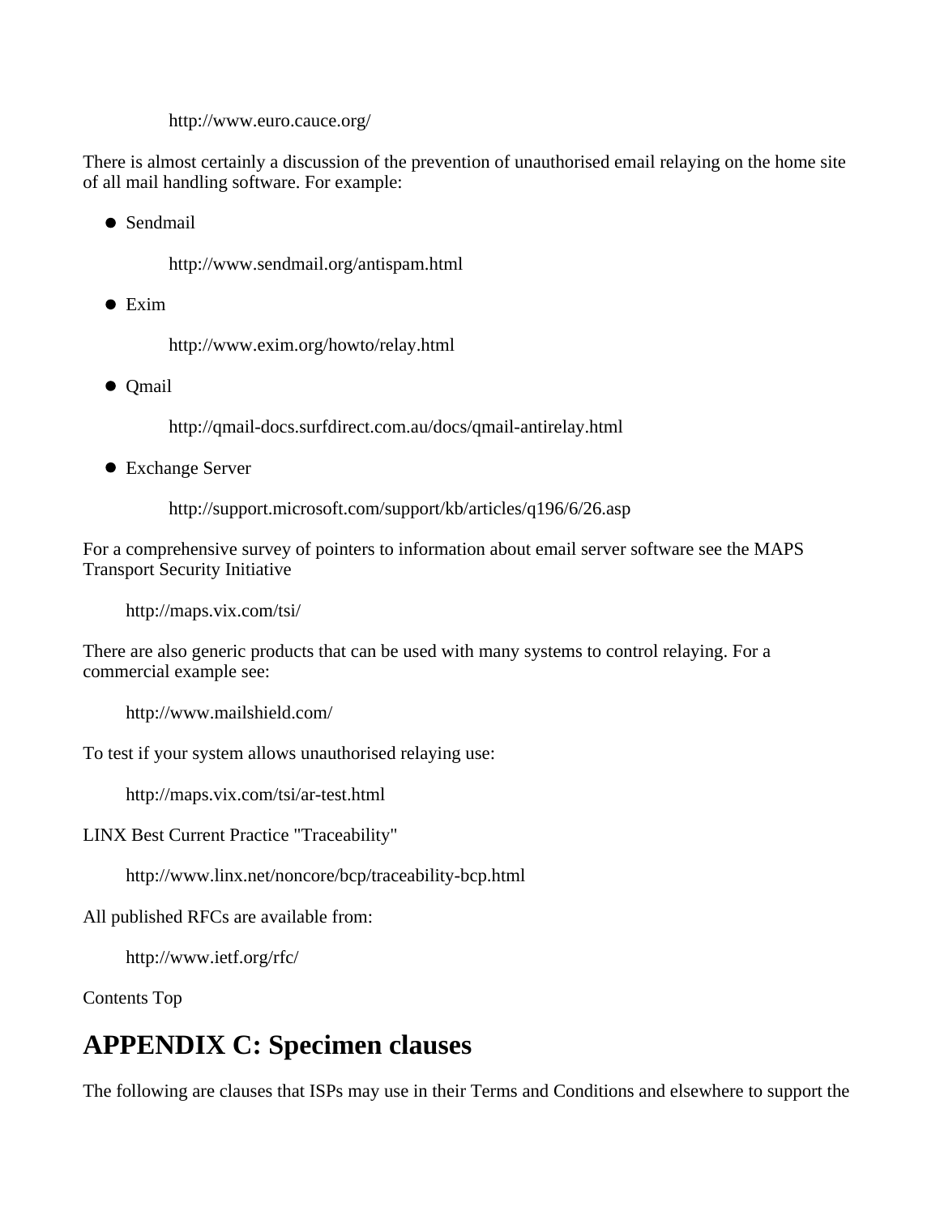http://www.euro.cauce.org/

There is almost certainly a discussion of the prevention of unauthorised email relaying on the home site of all mail handling software. For example:

- Sendmail

  http://www.sendmail.org/antispam.html

- Exim

  http://www.exim.org/howto/relay.html

- Qmail

  http://qmail-docs.surfdirect.com.au/docs/qmail-antirelay.html

- Exchange Server

  http://support.microsoft.com/support/kb/articles/q196/6/26.asp

For a comprehensive survey of pointers to information about email server software see the MAPS Transport Security Initiative

http://maps.vix.com/tsi/

There are also generic products that can be used with many systems to control relaying. For a commercial example see:

http://www.mailshield.com/

To test if your system allows unauthorised relaying use:

http://maps.vix.com/tsi/ar-test.html

LINX Best Current Practice "Traceability"

http://www.linx.net/noncore/bcp/traceability-bcp.html

All published RFCs are available from:

http://www.ietf.org/rfc/

Contents Top

## APPENDIX C: Specimen clauses

The following are clauses that ISPs may use in their Terms and Conditions and elsewhere to support the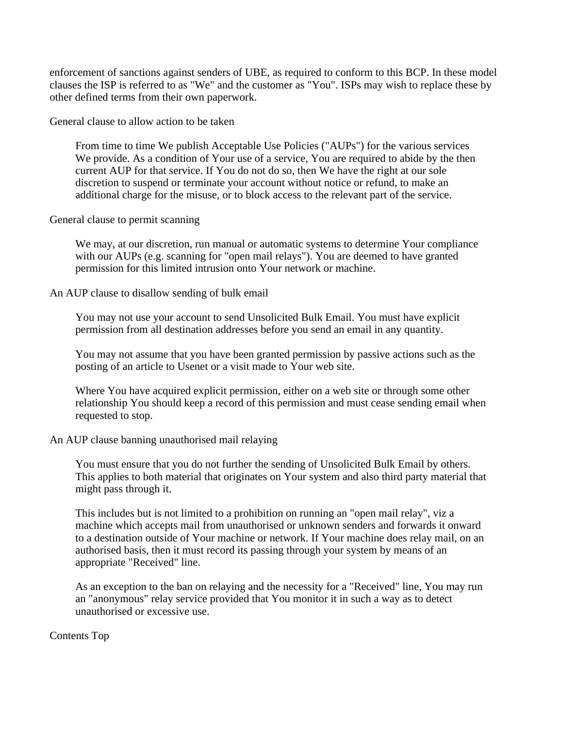enforcement of sanctions against senders of UBE, as required to conform to this BCP. In these model clauses the ISP is referred to as "We" and the customer as "You". ISPs may wish to replace these by other defined terms from their own paperwork.

General clause to allow action to be taken

> From time to time We publish Acceptable Use Policies ("AUPs") for the various services We provide. As a condition of Your use of a service, You are required to abide by the then current AUP for that service. If You do not do so, then We have the right at our sole discretion to suspend or terminate your account without notice or refund, to make an additional charge for the misuse, or to block access to the relevant part of the service.

General clause to permit scanning

> We may, at our discretion, run manual or automatic systems to determine Your compliance with our AUPs (e.g. scanning for "open mail relays"). You are deemed to have granted permission for this limited intrusion onto Your network or machine.

An AUP clause to disallow sending of bulk email

> You may not use your account to send Unsolicited Bulk Email. You must have explicit permission from all destination addresses before you send an email in any quantity.
>
> You may not assume that you have been granted permission by passive actions such as the posting of an article to Usenet or a visit made to Your web site.
>
> Where You have acquired explicit permission, either on a web site or through some other relationship You should keep a record of this permission and must cease sending email when requested to stop.

An AUP clause banning unauthorised mail relaying

> You must ensure that you do not further the sending of Unsolicited Bulk Email by others. This applies to both material that originates on Your system and also third party material that might pass through it.
>
> This includes but is not limited to a prohibition on running an "open mail relay", viz a machine which accepts mail from unauthorised or unknown senders and forwards it onward to a destination outside of Your machine or network. If Your machine does relay mail, on an authorised basis, then it must record its passing through your system by means of an appropriate "Received" line.
>
> As an exception to the ban on relaying and the necessity for a "Received" line, You may run an "anonymous" relay service provided that You monitor it in such a way as to detect unauthorised or excessive use.

Contents Top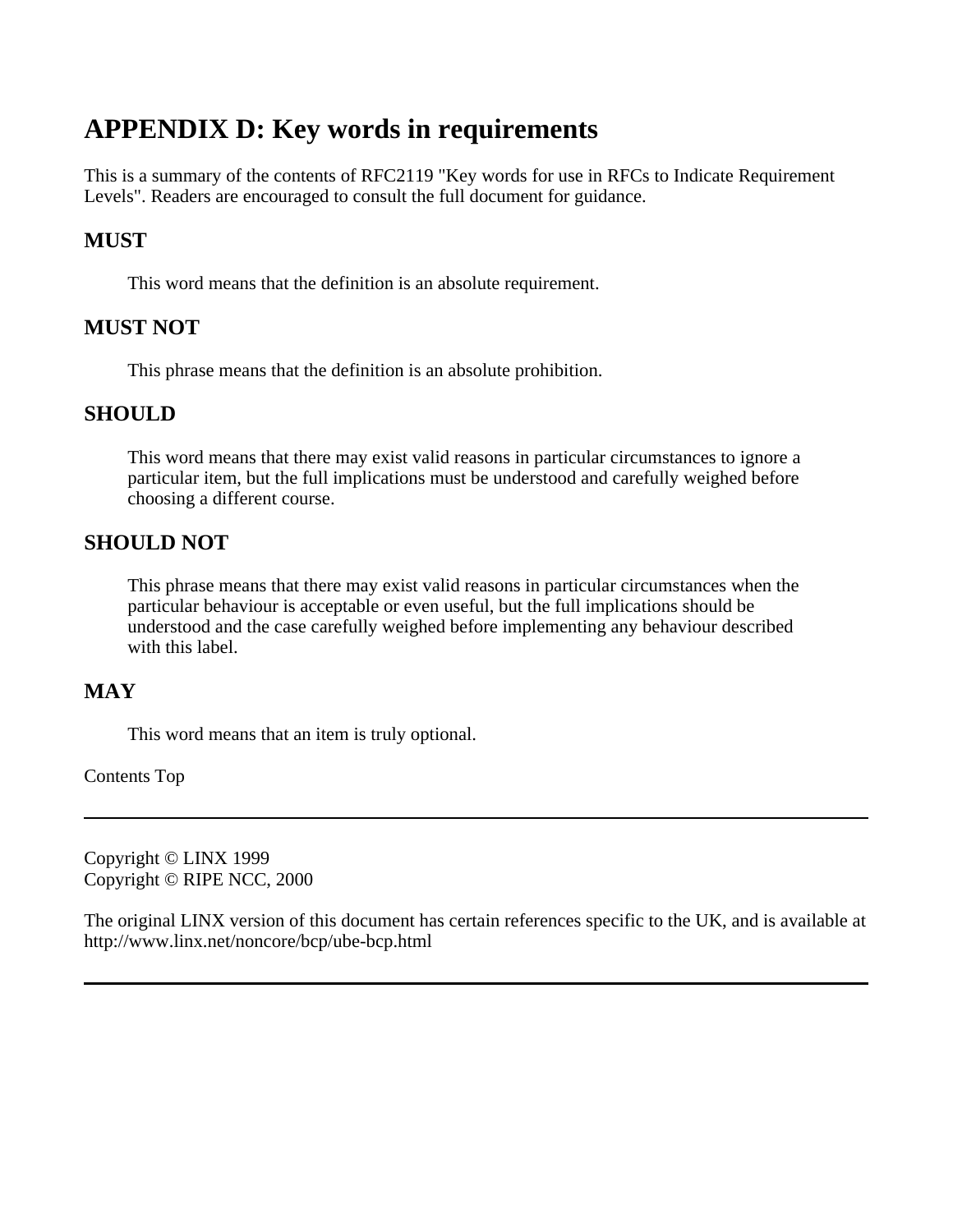# APPENDIX D: Key words in requirements

This is a summary of the contents of RFC2119 "Key words for use in RFCs to Indicate Requirement Levels". Readers are encouraged to consult the full document for guidance.

### MUST

This word means that the definition is an absolute requirement.

### MUST NOT

This phrase means that the definition is an absolute prohibition.

### SHOULD

This word means that there may exist valid reasons in particular circumstances to ignore a particular item, but the full implications must be understood and carefully weighed before choosing a different course.

### SHOULD NOT

This phrase means that there may exist valid reasons in particular circumstances when the particular behaviour is acceptable or even useful, but the full implications should be understood and the case carefully weighed before implementing any behaviour described with this label.

### MAY

This word means that an item is truly optional.

Contents Top

---

Copyright © LINX 1999
Copyright © RIPE NCC, 2000

The original LINX version of this document has certain references specific to the UK, and is available at http://www.linx.net/noncore/bcp/ube-bcp.html

---